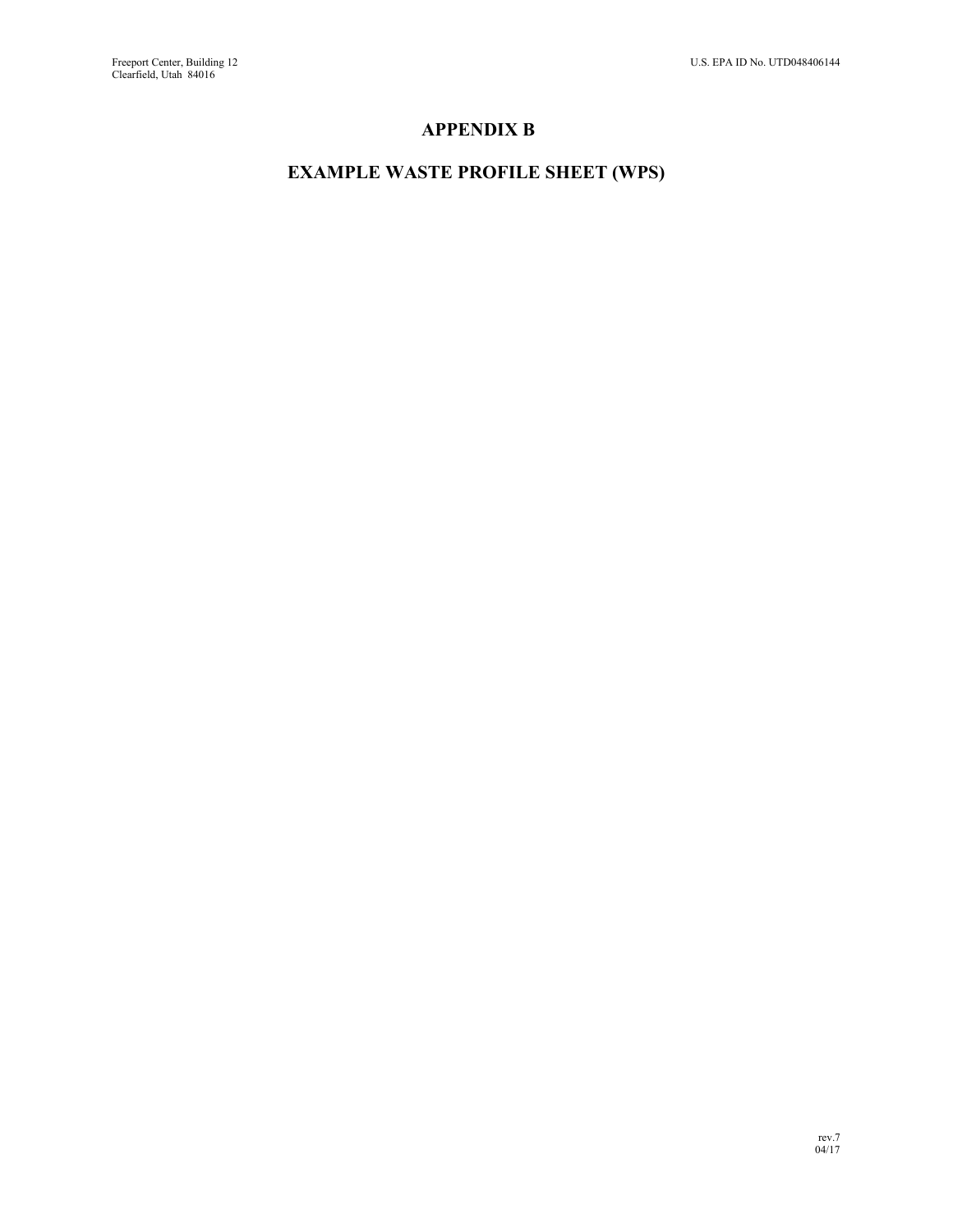# APPENDIX B

# EXAMPLE WASTE PROFILE SHEET (WPS)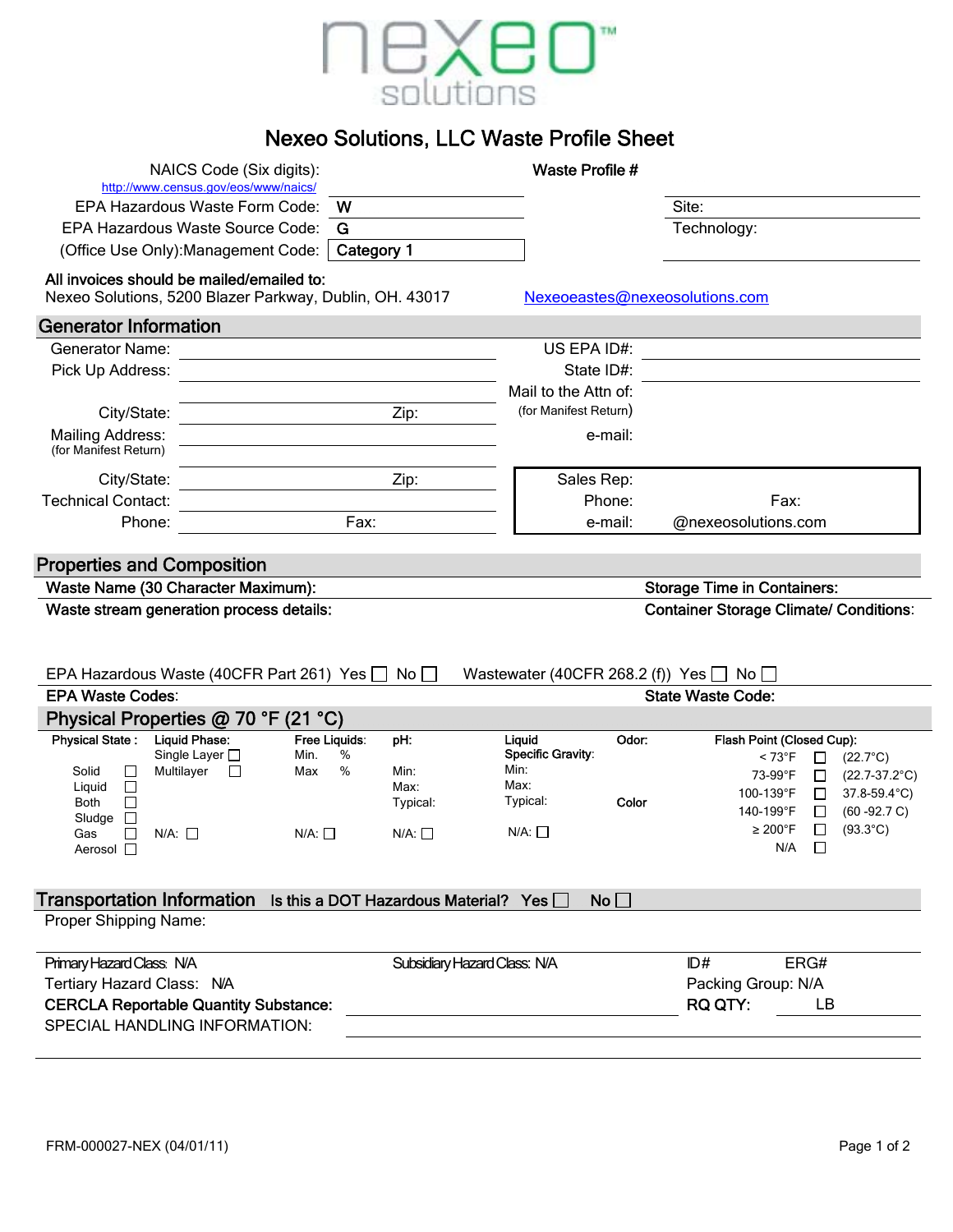nexeo solutions™

# Nexeo Solutions, LLC Waste Profile Sheet

NAICS Code (Six digits): http://www.census.gov/eos/www/naics/

EPA Hazardous Waste Form Code: W

EPA Hazardous Waste Source Code: G

(Office Use Only):Management Code: Category 1

Waste Profile #

Site:

Technology:

**All invoices should be mailed/emailed to:**
Nexeo Solutions, 5200 Blazer Parkway, Dublin, OH. 43017

Nexeoeastes@nexeosolutions.com

## Generator Information

Generator Name:

Pick Up Address:

City/State: Zip:

Mailing Address: (for Manifest Return)

City/State: Zip:

Technical Contact:

Phone: Fax:

US EPA ID#:

State ID#:

Mail to the Attn of: (for Manifest Return)

e-mail:

Sales Rep:

Phone: Fax:

e-mail: @nexeosolutions.com

## Properties and Composition

**Waste Name (30 Character Maximum):**

**Storage Time in Containers:**

**Waste stream generation process details:**

**Container Storage Climate/ Conditions:**

EPA Hazardous Waste (40CFR Part 261) Yes ☐ No ☐ Wastewater (40CFR 268.2 (f)) Yes ☐ No ☐

**EPA Waste Codes:**

**State Waste Code:**

## Physical Properties @ 70 °F (21 °C)

**Physical State :**
- Solid ☐
- Liquid ☐
- Both ☐
- Sludge ☐
- Gas ☐
- Aerosol ☐

**Liquid Phase:**
- Single Layer ☐
- Multilayer ☐
- N/A: ☐

**Free Liquids:**
- Min. %
- Max %
- N/A: ☐

**pH:**
- Min:
- Max:
- Typical:
- N/A: ☐

**Liquid Specific Gravity:**
- Min:
- Max:
- Typical:
- N/A: ☐

**Odor:**

**Color**

**Flash Point (Closed Cup):**
- < 73°F ☐ (22.7°C)
- 73-99°F ☐ (22.7-37.2°C)
- 100-139°F ☐ 37.8-59.4°C)
- 140-199°F ☐ (60 -92.7 C)
- ≥ 200°F ☐ (93.3°C)
- N/A ☐

## Transportation Information

Is this a DOT Hazardous Material? Yes ☐ No ☐

Proper Shipping Name:

Primary Hazard Class: N/A

Subsidiary Hazard Class: N/A

ID# ERG#

Tertiary Hazard Class: N/A

Packing Group: N/A

**CERCLA Reportable Quantity Substance:**

**RQ QTY:** LB

SPECIAL HANDLING INFORMATION:

FRM-000027-NEX (04/01/11)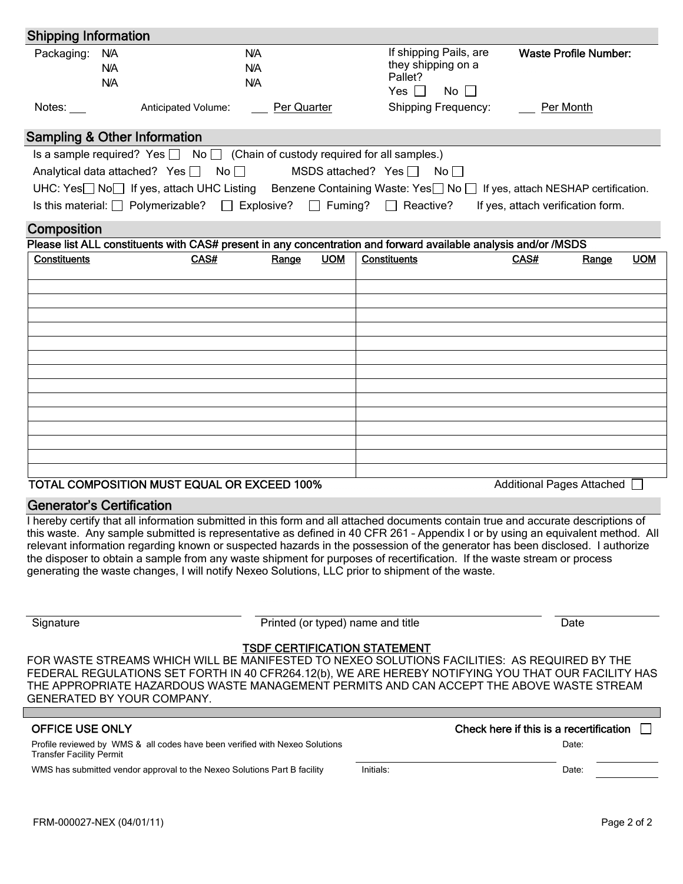## Shipping Information

Packaging: N/A N/A
N/A N/A
N/A N/A

If shipping Pails, are they shipping on a Pallet? Yes ☐ No ☐

**Waste Profile Number:**

Notes: ___ Anticipated Volume: ___ Per Quarter Shipping Frequency: ___ Per Month

## Sampling & Other Information

Is a sample required? Yes ☐ No ☐ (Chain of custody required for all samples.)

Analytical data attached? Yes ☐ No ☐ MSDS attached? Yes ☐ No ☐

UHC: Yes☐ No☐ If yes, attach UHC Listing Benzene Containing Waste: Yes☐ No ☐ If yes, attach NESHAP certification.

Is this material: ☐ Polymerizable? ☐ Explosive? ☐ Fuming? ☐ Reactive? If yes, attach verification form.

## Composition

**Please list ALL constituents with CAS# present in any concentration and forward available analysis and/or /MSDS**

| Constituents | CAS# | Range | UOM | Constituents | CAS# | Range | UOM |
|---|---|---|---|---|---|---|---|
| | | | | | | | |
| | | | | | | | |
| | | | | | | | |
| | | | | | | | |
| | | | | | | | |
| | | | | | | | |
| | | | | | | | |
| | | | | | | | |
| | | | | | | | |
| | | | | | | | |
| | | | | | | | |
| | | | | | | | |
| | | | | | | | |
| | | | | | | | |
| | | | | | | | |

**TOTAL COMPOSITION MUST EQUAL OR EXCEED 100%** Additional Pages Attached ☐

## Generator's Certification

I hereby certify that all information submitted in this form and all attached documents contain true and accurate descriptions of this waste. Any sample submitted is representative as defined in 40 CFR 261 – Appendix I or by using an equivalent method. All relevant information regarding known or suspected hazards in the possession of the generator has been disclosed. I authorize the disposer to obtain a sample from any waste shipment for purposes of recertification. If the waste stream or process generating the waste changes, I will notify Nexeo Solutions, LLC prior to shipment of the waste.

Signature ______________ Printed (or typed) name and title ______________ Date ______________

TSDF CERTIFICATION STATEMENT

FOR WASTE STREAMS WHICH WILL BE MANIFESTED TO NEXEO SOLUTIONS FACILITIES: AS REQUIRED BY THE FEDERAL REGULATIONS SET FORTH IN 40 CFR264.12(b), WE ARE HEREBY NOTIFYING YOU THAT OUR FACILITY HAS THE APPROPRIATE HAZARDOUS WASTE MANAGEMENT PERMITS AND CAN ACCEPT THE ABOVE WASTE STREAM GENERATED BY YOUR COMPANY.

## OFFICE USE ONLY

Check here if this is a recertification ☐

Profile reviewed by WMS & all codes have been verified with Nexeo Solutions Transfer Facility Permit ______________ Date:

WMS has submitted vendor approval to the Nexeo Solutions Part B facility Initials: ______________ Date: ______________

FRM-000027-NEX (04/01/11)